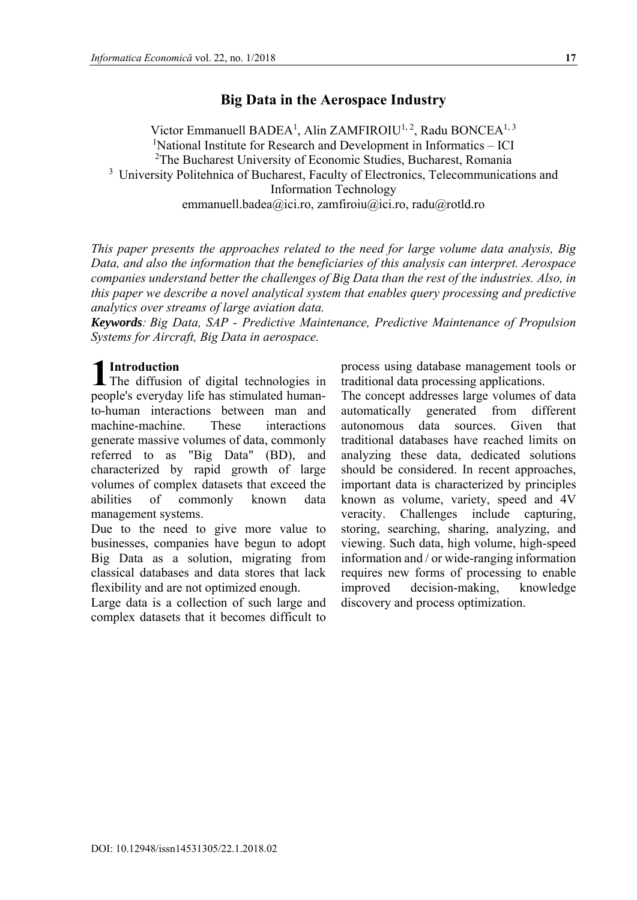# Big Data in the Aerospace Industry

Victor Emmanuell BADEA[1], Alin ZAMFIROIU[1, 2], Radu BONCEA[1, 3]

[1]National Institute for Research and Development in Informatics – ICI
[2]The Bucharest University of Economic Studies, Bucharest, Romania
[3] University Politehnica of Bucharest, Faculty of Electronics, Telecommunications and Information Technology
emmanuell.badea@ici.ro, zamfiroiu@ici.ro, radu@rotld.ro

*This paper presents the approaches related to the need for large volume data analysis, Big Data, and also the information that the beneficiaries of this analysis can interpret. Aerospace companies understand better the challenges of Big Data than the rest of the industries. Also, in this paper we describe a novel analytical system that enables query processing and predictive analytics over streams of large aviation data.*

***Keywords**: Big Data, SAP - Predictive Maintenance, Predictive Maintenance of Propulsion Systems for Aircraft, Big Data in aerospace.*

## 1 Introduction

The diffusion of digital technologies in people's everyday life has stimulated human-to-human interactions between man and machine-machine. These interactions generate massive volumes of data, commonly referred to as "Big Data" (BD), and characterized by rapid growth of large volumes of complex datasets that exceed the abilities of commonly known data management systems.

Due to the need to give more value to businesses, companies have begun to adopt Big Data as a solution, migrating from classical databases and data stores that lack flexibility and are not optimized enough.

Large data is a collection of such large and complex datasets that it becomes difficult to process using database management tools or traditional data processing applications.

The concept addresses large volumes of data automatically generated from different autonomous data sources. Given that traditional databases have reached limits on analyzing these data, dedicated solutions should be considered. In recent approaches, important data is characterized by principles known as volume, variety, speed and 4V veracity. Challenges include capturing, storing, searching, sharing, analyzing, and viewing. Such data, high volume, high-speed information and / or wide-ranging information requires new forms of processing to enable improved decision-making, knowledge discovery and process optimization.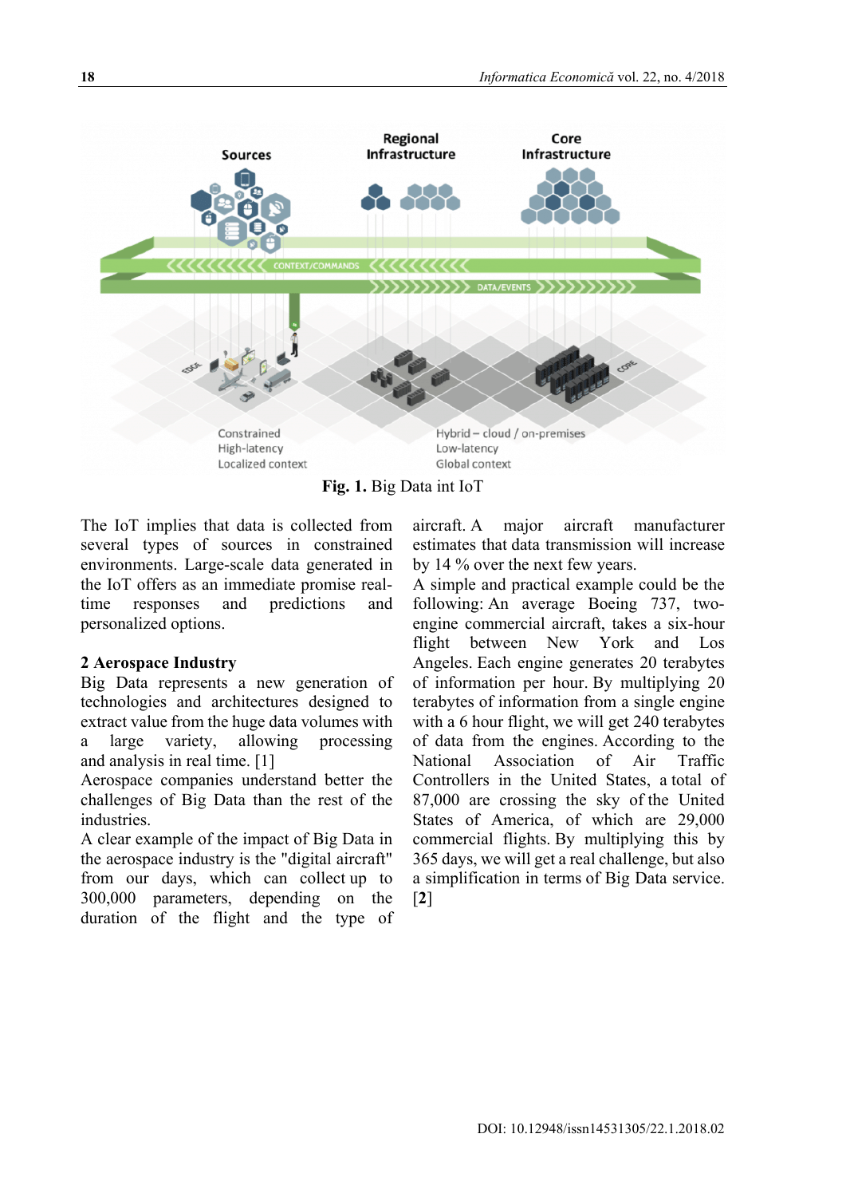**Fig. 1.** Big Data int IoT

The IoT implies that data is collected from several types of sources in constrained environments. Large-scale data generated in the IoT offers as an immediate promise real-time responses and predictions and personalized options.

## 2 Aerospace Industry

Big Data represents a new generation of technologies and architectures designed to extract value from the huge data volumes with a large variety, allowing processing and analysis in real time. [1]

Aerospace companies understand better the challenges of Big Data than the rest of the industries.

A clear example of the impact of Big Data in the aerospace industry is the "digital aircraft" from our days, which can collect up to 300,000 parameters, depending on the duration of the flight and the type of aircraft. A major aircraft manufacturer estimates that data transmission will increase by 14 % over the next few years.

A simple and practical example could be the following: An average Boeing 737, two-engine commercial aircraft, takes a six-hour flight between New York and Los Angeles. Each engine generates 20 terabytes of information per hour. By multiplying 20 terabytes of information from a single engine with a 6 hour flight, we will get 240 terabytes of data from the engines. According to the National Association of Air Traffic Controllers in the United States, a total of 87,000 are crossing the sky of the United States of America, of which are 29,000 commercial flights. By multiplying this by 365 days, we will get a real challenge, but also a simplification in terms of Big Data service. [2]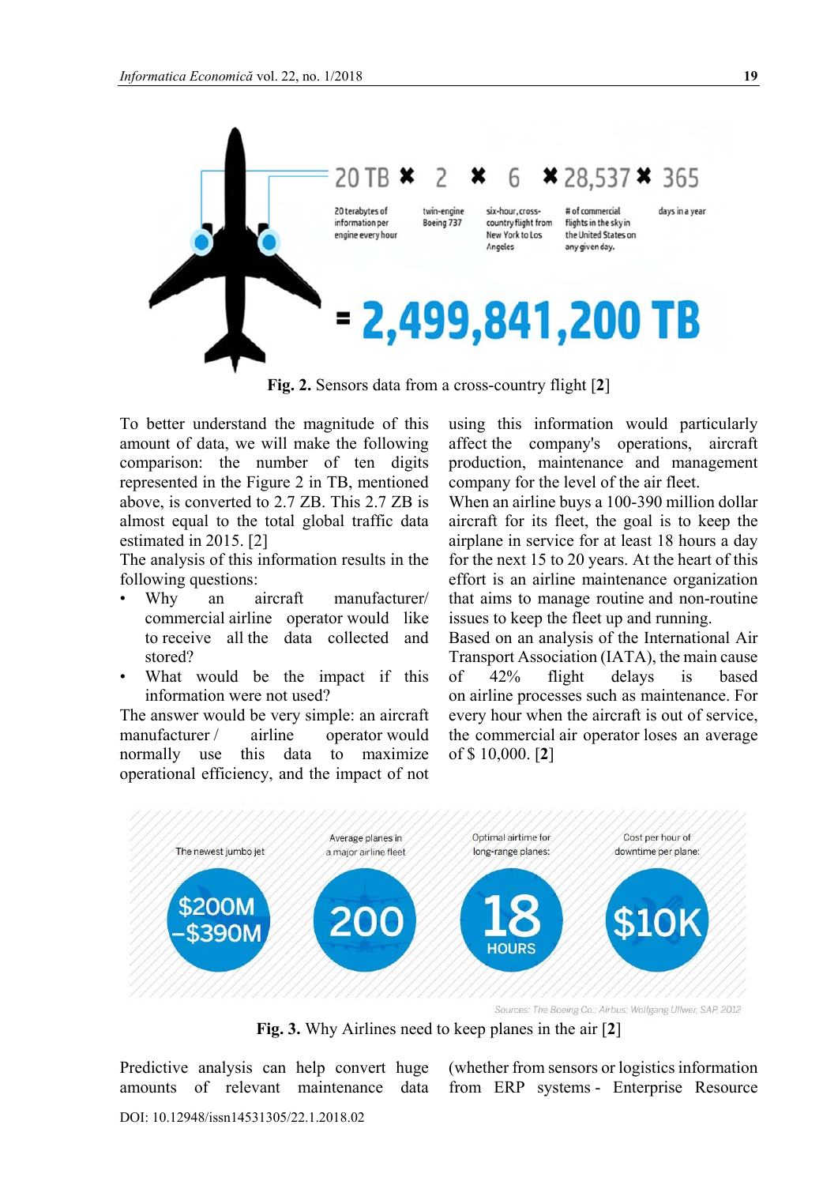Fig. 2. Sensors data from a cross-country flight [2]

To better understand the magnitude of this amount of data, we will make the following comparison: the number of ten digits represented in the Figure 2 in TB, mentioned above, is converted to 2.7 ZB. This 2.7 ZB is almost equal to the total global traffic data estimated in 2015. [2]

The analysis of this information results in the following questions:

- Why an aircraft manufacturer/ commercial airline operator would like to receive all the data collected and stored?
- What would be the impact if this information were not used?

The answer would be very simple: an aircraft manufacturer / airline operator would normally use this data to maximize operational efficiency, and the impact of not using this information would particularly affect the company's operations, aircraft production, maintenance and management company for the level of the air fleet.

When an airline buys a 100-390 million dollar aircraft for its fleet, the goal is to keep the airplane in service for at least 18 hours a day for the next 15 to 20 years. At the heart of this effort is an airline maintenance organization that aims to manage routine and non-routine issues to keep the fleet up and running.

Based on an analysis of the International Air Transport Association (IATA), the main cause of 42% flight delays is based on airline processes such as maintenance. For every hour when the aircraft is out of service, the commercial air operator loses an average of $ 10,000. [2]

Fig. 3. Why Airlines need to keep planes in the air [2]

Predictive analysis can help convert huge amounts of relevant maintenance data (whether from sensors or logistics information from ERP systems - Enterprise Resource

DOI: 10.12948/issn14531305/22.1.2018.02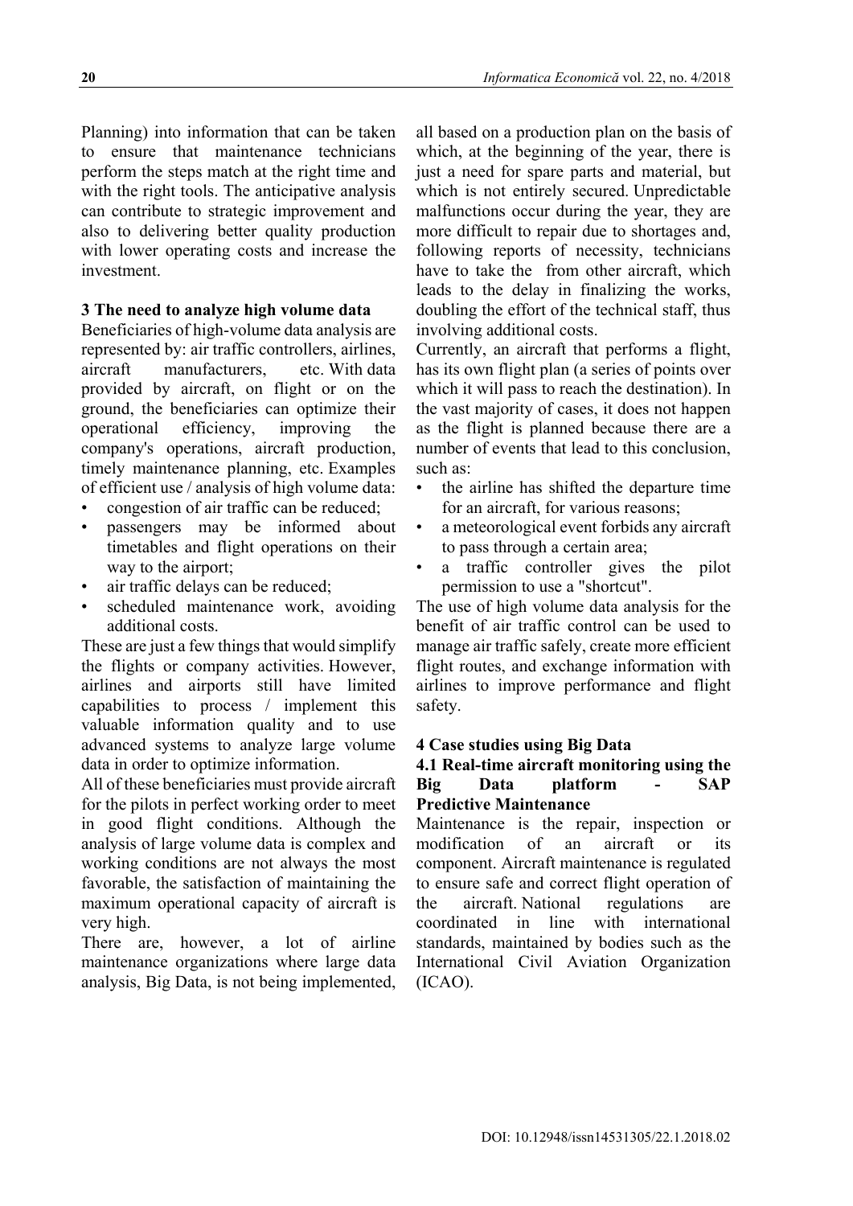Planning) into information that can be taken to ensure that maintenance technicians perform the steps match at the right time and with the right tools. The anticipative analysis can contribute to strategic improvement and also to delivering better quality production with lower operating costs and increase the investment.

## 3 The need to analyze high volume data

Beneficiaries of high-volume data analysis are represented by: air traffic controllers, airlines, aircraft manufacturers, etc. With data provided by aircraft, on flight or on the ground, the beneficiaries can optimize their operational efficiency, improving the company's operations, aircraft production, timely maintenance planning, etc. Examples of efficient use / analysis of high volume data:

- congestion of air traffic can be reduced;
- passengers may be informed about timetables and flight operations on their way to the airport;
- air traffic delays can be reduced;
- scheduled maintenance work, avoiding additional costs.

These are just a few things that would simplify the flights or company activities. However, airlines and airports still have limited capabilities to process / implement this valuable information quality and to use advanced systems to analyze large volume data in order to optimize information.

All of these beneficiaries must provide aircraft for the pilots in perfect working order to meet in good flight conditions. Although the analysis of large volume data is complex and working conditions are not always the most favorable, the satisfaction of maintaining the maximum operational capacity of aircraft is very high.

There are, however, a lot of airline maintenance organizations where large data analysis, Big Data, is not being implemented, all based on a production plan on the basis of which, at the beginning of the year, there is just a need for spare parts and material, but which is not entirely secured. Unpredictable malfunctions occur during the year, they are more difficult to repair due to shortages and, following reports of necessity, technicians have to take the  from other aircraft, which leads to the delay in finalizing the works, doubling the effort of the technical staff, thus involving additional costs.

Currently, an aircraft that performs a flight, has its own flight plan (a series of points over which it will pass to reach the destination). In the vast majority of cases, it does not happen as the flight is planned because there are a number of events that lead to this conclusion, such as:

- the airline has shifted the departure time for an aircraft, for various reasons;
- a meteorological event forbids any aircraft to pass through a certain area;
- a traffic controller gives the pilot permission to use a "shortcut".

The use of high volume data analysis for the benefit of air traffic control can be used to manage air traffic safely, create more efficient flight routes, and exchange information with airlines to improve performance and flight safety.

## 4 Case studies using Big Data

### 4.1 Real-time aircraft monitoring using the Big Data platform - SAP Predictive Maintenance

Maintenance is the repair, inspection or modification of an aircraft or its component. Aircraft maintenance is regulated to ensure safe and correct flight operation of the aircraft. National regulations are coordinated in line with international standards, maintained by bodies such as the International Civil Aviation Organization (ICAO).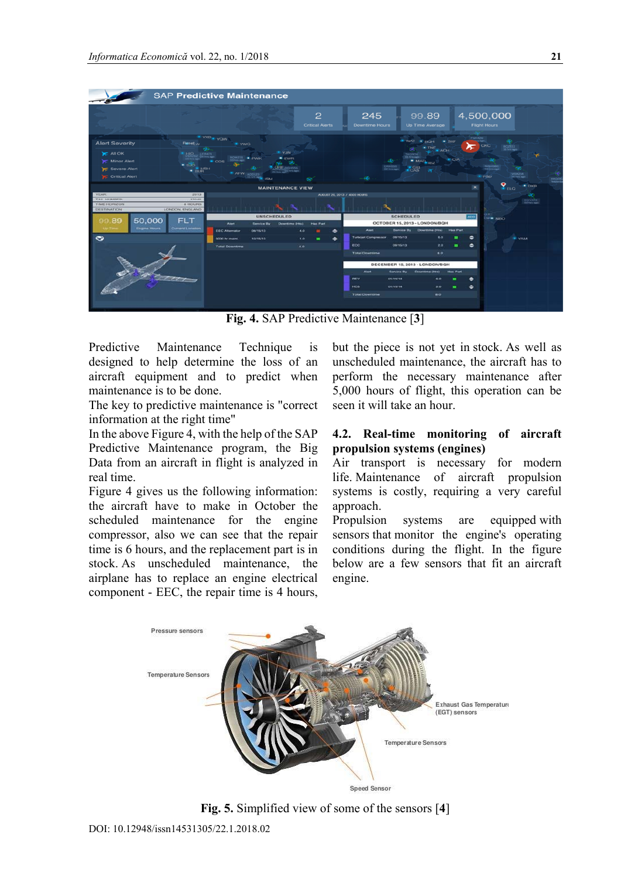Fig. 4. SAP Predictive Maintenance [3]

Predictive Maintenance Technique is designed to help determine the loss of an aircraft equipment and to predict when maintenance is to be done.

The key to predictive maintenance is "correct information at the right time"

In the above Figure 4, with the help of the SAP Predictive Maintenance program, the Big Data from an aircraft in flight is analyzed in real time.

Figure 4 gives us the following information: the aircraft have to make in October the scheduled maintenance for the engine compressor, also we can see that the repair time is 6 hours, and the replacement part is in stock. As unscheduled maintenance, the airplane has to replace an engine electrical component - EEC, the repair time is 4 hours, but the piece is not yet in stock. As well as unscheduled maintenance, the aircraft has to perform the necessary maintenance after 5,000 hours of flight, this operation can be seen it will take an hour.

### 4.2. Real-time monitoring of aircraft propulsion systems (engines)

Air transport is necessary for modern life. Maintenance of aircraft propulsion systems is costly, requiring a very careful approach.

Propulsion systems are equipped with sensors that monitor the engine's operating conditions during the flight. In the figure below are a few sensors that fit an aircraft engine.

Fig. 5. Simplified view of some of the sensors [4]

DOI: 10.12948/issn14531305/22.1.2018.02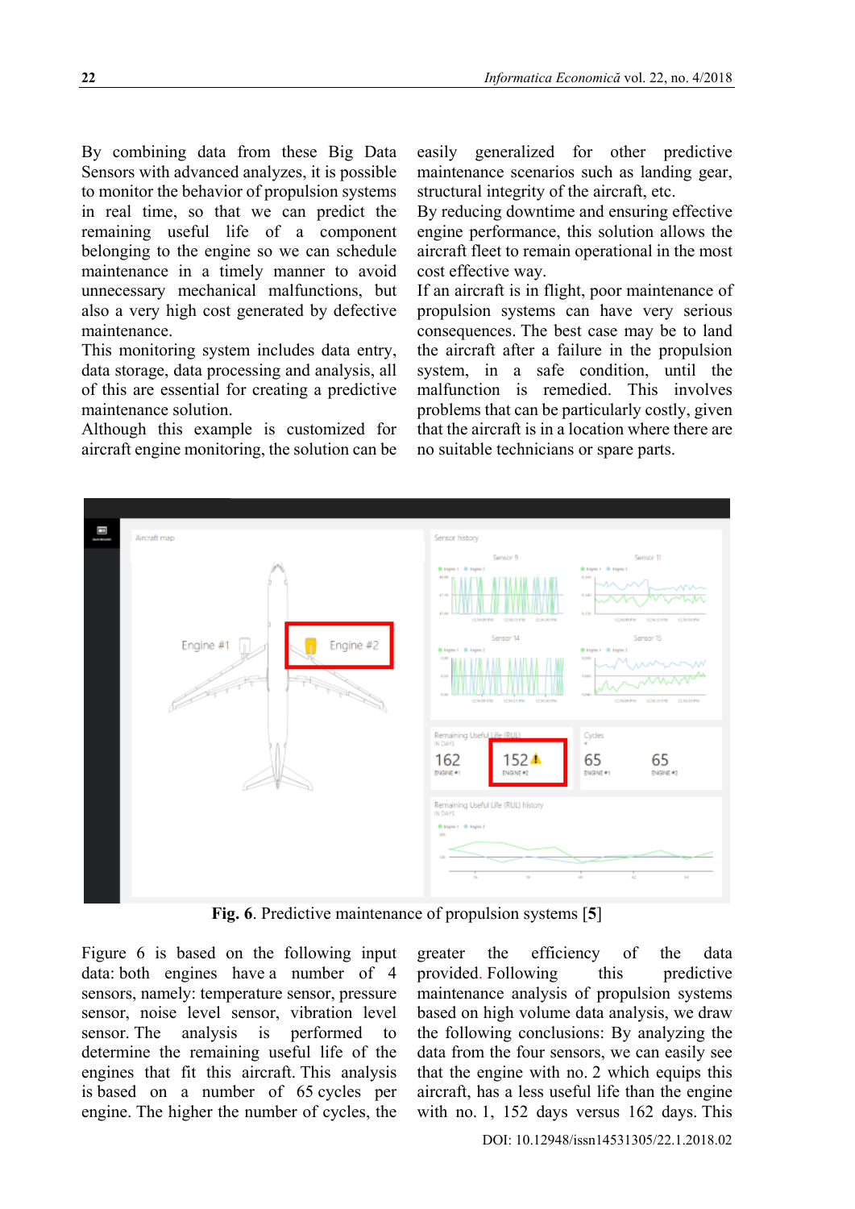By combining data from these Big Data Sensors with advanced analyzes, it is possible to monitor the behavior of propulsion systems in real time, so that we can predict the remaining useful life of a component belonging to the engine so we can schedule maintenance in a timely manner to avoid unnecessary mechanical malfunctions, but also a very high cost generated by defective maintenance.

This monitoring system includes data entry, data storage, data processing and analysis, all of this are essential for creating a predictive maintenance solution.

Although this example is customized for aircraft engine monitoring, the solution can be easily generalized for other predictive maintenance scenarios such as landing gear, structural integrity of the aircraft, etc.

By reducing downtime and ensuring effective engine performance, this solution allows the aircraft fleet to remain operational in the most cost effective way.

If an aircraft is in flight, poor maintenance of propulsion systems can have very serious consequences. The best case may be to land the aircraft after a failure in the propulsion system, in a safe condition, until the malfunction is remedied. This involves problems that can be particularly costly, given that the aircraft is in a location where there are no suitable technicians or spare parts.

**Fig. 6**. Predictive maintenance of propulsion systems [**5**]

Figure 6 is based on the following input data: both engines have a number of 4 sensors, namely: temperature sensor, pressure sensor, noise level sensor, vibration level sensor. The analysis is performed to determine the remaining useful life of the engines that fit this aircraft. This analysis is based on a number of 65 cycles per engine. The higher the number of cycles, the greater the efficiency of the data provided. Following this predictive maintenance analysis of propulsion systems based on high volume data analysis, we draw the following conclusions: By analyzing the data from the four sensors, we can easily see that the engine with no. 2 which equips this aircraft, has a less useful life than the engine with no. 1, 152 days versus 162 days. This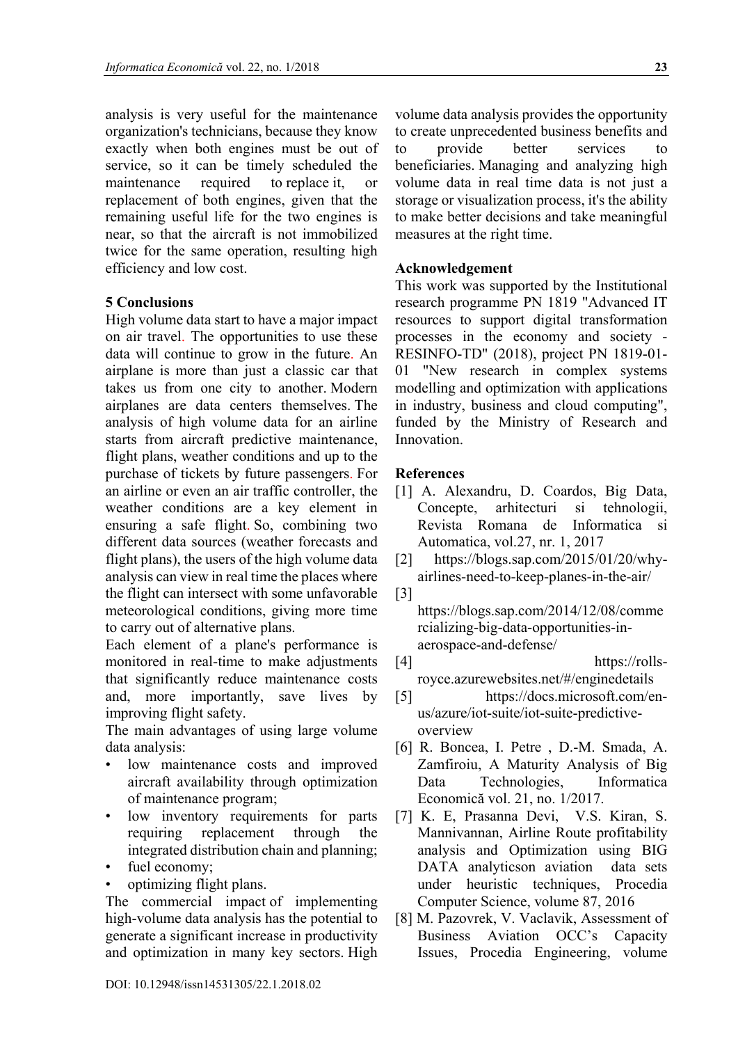analysis is very useful for the maintenance organization's technicians, because they know exactly when both engines must be out of service, so it can be timely scheduled the maintenance required to replace it, or replacement of both engines, given that the remaining useful life for the two engines is near, so that the aircraft is not immobilized twice for the same operation, resulting high efficiency and low cost.

## 5 Conclusions

High volume data start to have a major impact on air travel. The opportunities to use these data will continue to grow in the future. An airplane is more than just a classic car that takes us from one city to another. Modern airplanes are data centers themselves. The analysis of high volume data for an airline starts from aircraft predictive maintenance, flight plans, weather conditions and up to the purchase of tickets by future passengers. For an airline or even an air traffic controller, the weather conditions are a key element in ensuring a safe flight. So, combining two different data sources (weather forecasts and flight plans), the users of the high volume data analysis can view in real time the places where the flight can intersect with some unfavorable meteorological conditions, giving more time to carry out of alternative plans.

Each element of a plane's performance is monitored in real-time to make adjustments that significantly reduce maintenance costs and, more importantly, save lives by improving flight safety.

The main advantages of using large volume data analysis:

- low maintenance costs and improved aircraft availability through optimization of maintenance program;
- low inventory requirements for parts requiring replacement through the integrated distribution chain and planning;
- fuel economy;
- optimizing flight plans.

The commercial impact of implementing high-volume data analysis has the potential to generate a significant increase in productivity and optimization in many key sectors. High volume data analysis provides the opportunity to create unprecedented business benefits and to provide better services to beneficiaries. Managing and analyzing high volume data in real time data is not just a storage or visualization process, it's the ability to make better decisions and take meaningful measures at the right time.

## Acknowledgement

This work was supported by the Institutional research programme PN 1819 "Advanced IT resources to support digital transformation processes in the economy and society - RESINFO-TD" (2018), project PN 1819-01-01 "New research in complex systems modelling and optimization with applications in industry, business and cloud computing", funded by the Ministry of Research and Innovation.

## References

[1] A. Alexandru, D. Coardos, Big Data, Concepte, arhitecturi si tehnologii, Revista Romana de Informatica si Automatica, vol.27, nr. 1, 2017

[2] https://blogs.sap.com/2015/01/20/why-airlines-need-to-keep-planes-in-the-air/

[3] https://blogs.sap.com/2014/12/08/commercializing-big-data-opportunities-in-aerospace-and-defense/

[4] https://rolls-royce.azurewebsites.net/#/enginedetails

[5] https://docs.microsoft.com/en-us/azure/iot-suite/iot-suite-predictive-overview

[6] R. Boncea, I. Petre , D.-M. Smada, A. Zamfiroiu, A Maturity Analysis of Big Data Technologies, Informatica Economică vol. 21, no. 1/2017.

[7] K. E, Prasanna Devi, V.S. Kiran, S. Mannivannan, Airline Route profitability analysis and Optimization using BIG DATA analyticson aviation data sets under heuristic techniques, Procedia Computer Science, volume 87, 2016

[8] M. Pazovrek, V. Vaclavik, Assessment of Business Aviation OCC's Capacity Issues, Procedia Engineering, volume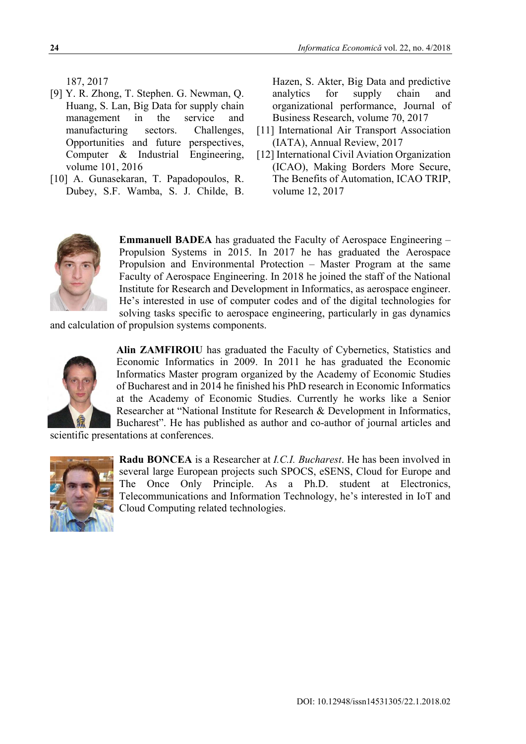187, 2017

[9] Y. R. Zhong, T. Stephen. G. Newman, Q. Huang, S. Lan, Big Data for supply chain management in the service and manufacturing sectors. Challenges, Opportunities and future perspectives, Computer & Industrial Engineering, volume 101, 2016

[10] A. Gunasekaran, T. Papadopoulos, R. Dubey, S.F. Wamba, S. J. Childe, B. Hazen, S. Akter, Big Data and predictive analytics for supply chain and organizational performance, Journal of Business Research, volume 70, 2017

[11] International Air Transport Association (IATA), Annual Review, 2017

[12] International Civil Aviation Organization (ICAO), Making Borders More Secure, The Benefits of Automation, ICAO TRIP, volume 12, 2017

**Emmanuell BADEA** has graduated the Faculty of Aerospace Engineering – Propulsion Systems in 2015. In 2017 he has graduated the Aerospace Propulsion and Environmental Protection – Master Program at the same Faculty of Aerospace Engineering. In 2018 he joined the staff of the National Institute for Research and Development in Informatics, as aerospace engineer. He's interested in use of computer codes and of the digital technologies for solving tasks specific to aerospace engineering, particularly in gas dynamics and calculation of propulsion systems components.

**Alin ZAMFIROIU** has graduated the Faculty of Cybernetics, Statistics and Economic Informatics in 2009. In 2011 he has graduated the Economic Informatics Master program organized by the Academy of Economic Studies of Bucharest and in 2014 he finished his PhD research in Economic Informatics at the Academy of Economic Studies. Currently he works like a Senior Researcher at "National Institute for Research & Development in Informatics, Bucharest". He has published as author and co-author of journal articles and scientific presentations at conferences.

**Radu BONCEA** is a Researcher at *I.C.I. Bucharest*. He has been involved in several large European projects such SPOCS, eSENS, Cloud for Europe and The Once Only Principle. As a Ph.D. student at Electronics, Telecommunications and Information Technology, he's interested in IoT and Cloud Computing related technologies.

DOI: 10.12948/issn14531305/22.1.2018.02